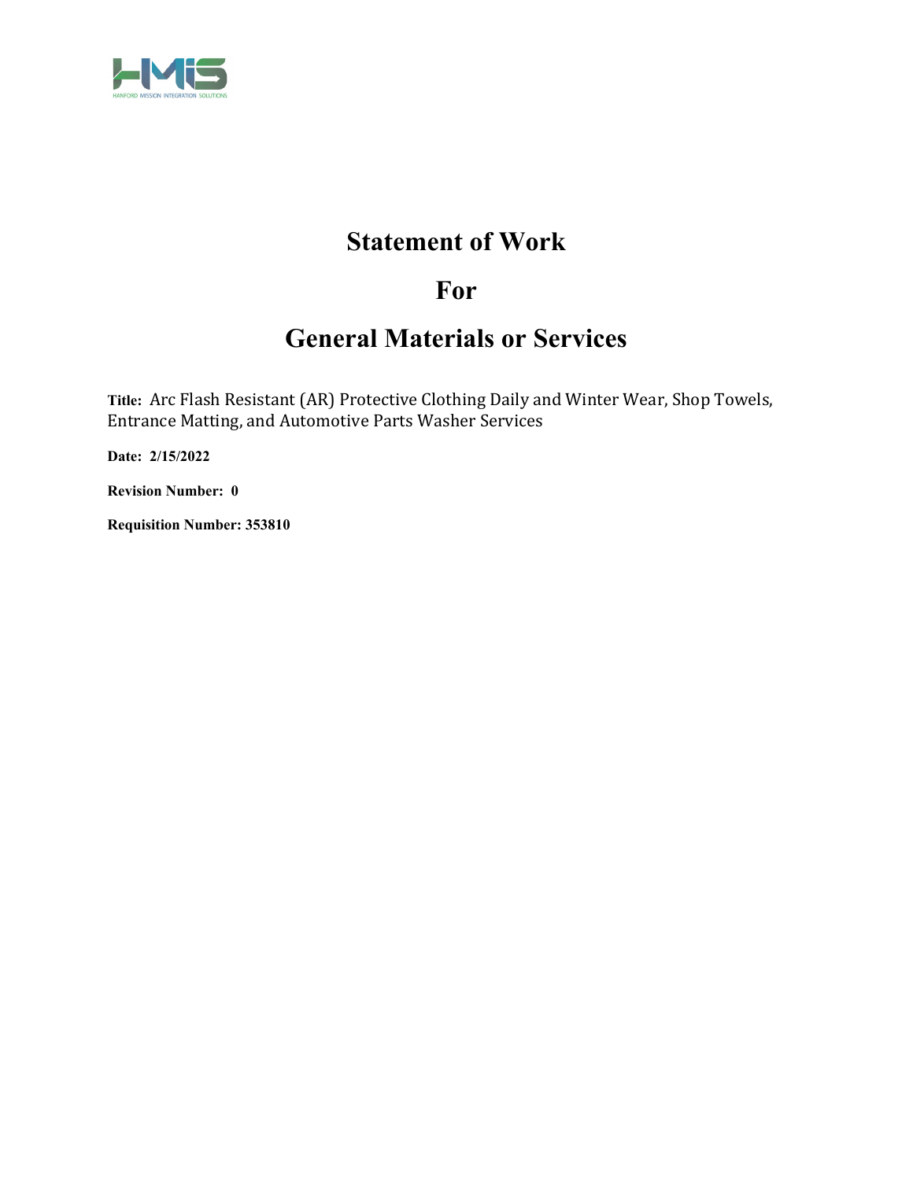# Statement of Work

# For

# General Materials or Services

**Title:** Arc Flash Resistant (AR) Protective Clothing Daily and Winter Wear, Shop Towels, Entrance Matting, and Automotive Parts Washer Services

**Date:** 2/15/2022

**Revision Number:** 0

**Requisition Number:** 353810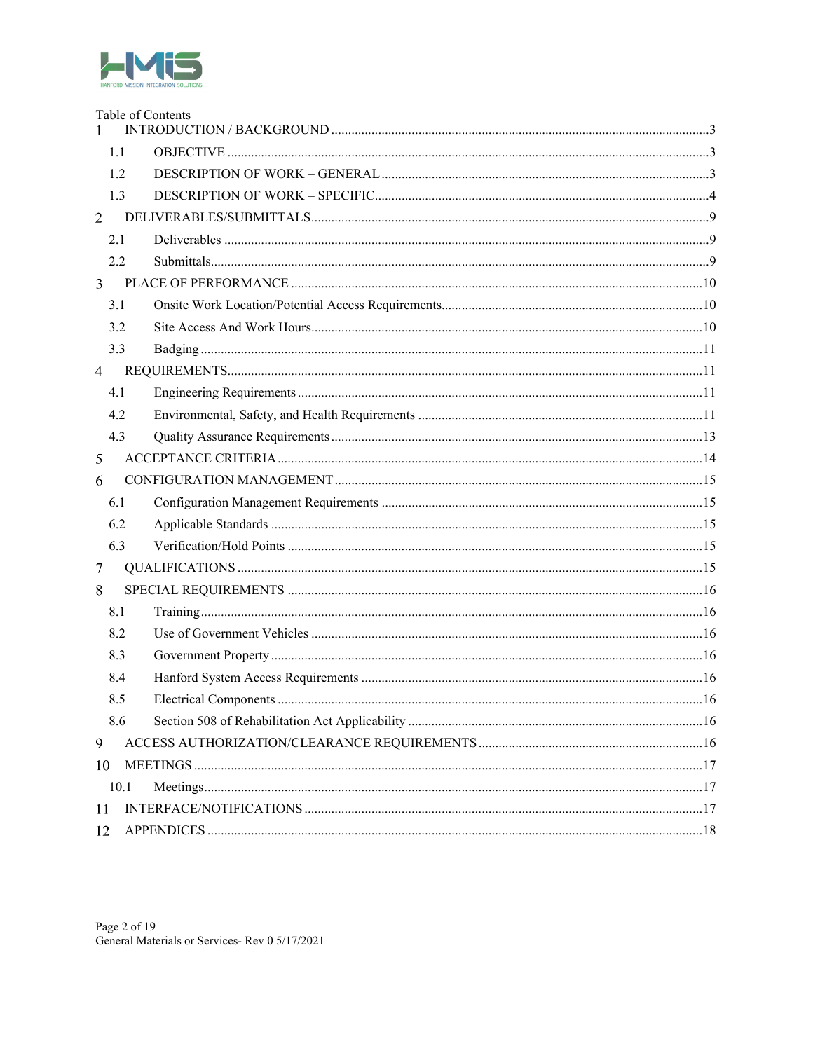Table of Contents

1 INTRODUCTION / BACKGROUND ....... 3
- 1.1 OBJECTIVE ....... 3
- 1.2 DESCRIPTION OF WORK – GENERAL ....... 3
- 1.3 DESCRIPTION OF WORK – SPECIFIC ....... 4

2 DELIVERABLES/SUBMITTALS ....... 9
- 2.1 Deliverables ....... 9
- 2.2 Submittals ....... 9

3 PLACE OF PERFORMANCE ....... 10
- 3.1 Onsite Work Location/Potential Access Requirements ....... 10
- 3.2 Site Access And Work Hours ....... 10
- 3.3 Badging ....... 11

4 REQUIREMENTS ....... 11
- 4.1 Engineering Requirements ....... 11
- 4.2 Environmental, Safety, and Health Requirements ....... 11
- 4.3 Quality Assurance Requirements ....... 13

5 ACCEPTANCE CRITERIA ....... 14

6 CONFIGURATION MANAGEMENT ....... 15
- 6.1 Configuration Management Requirements ....... 15
- 6.2 Applicable Standards ....... 15
- 6.3 Verification/Hold Points ....... 15

7 QUALIFICATIONS ....... 15

8 SPECIAL REQUIREMENTS ....... 16
- 8.1 Training ....... 16
- 8.2 Use of Government Vehicles ....... 16
- 8.3 Government Property ....... 16
- 8.4 Hanford System Access Requirements ....... 16
- 8.5 Electrical Components ....... 16
- 8.6 Section 508 of Rehabilitation Act Applicability ....... 16

9 ACCESS AUTHORIZATION/CLEARANCE REQUIREMENTS ....... 16

10 MEETINGS ....... 17
- 10.1 Meetings ....... 17

11 INTERFACE/NOTIFICATIONS ....... 17

12 APPENDICES ....... 18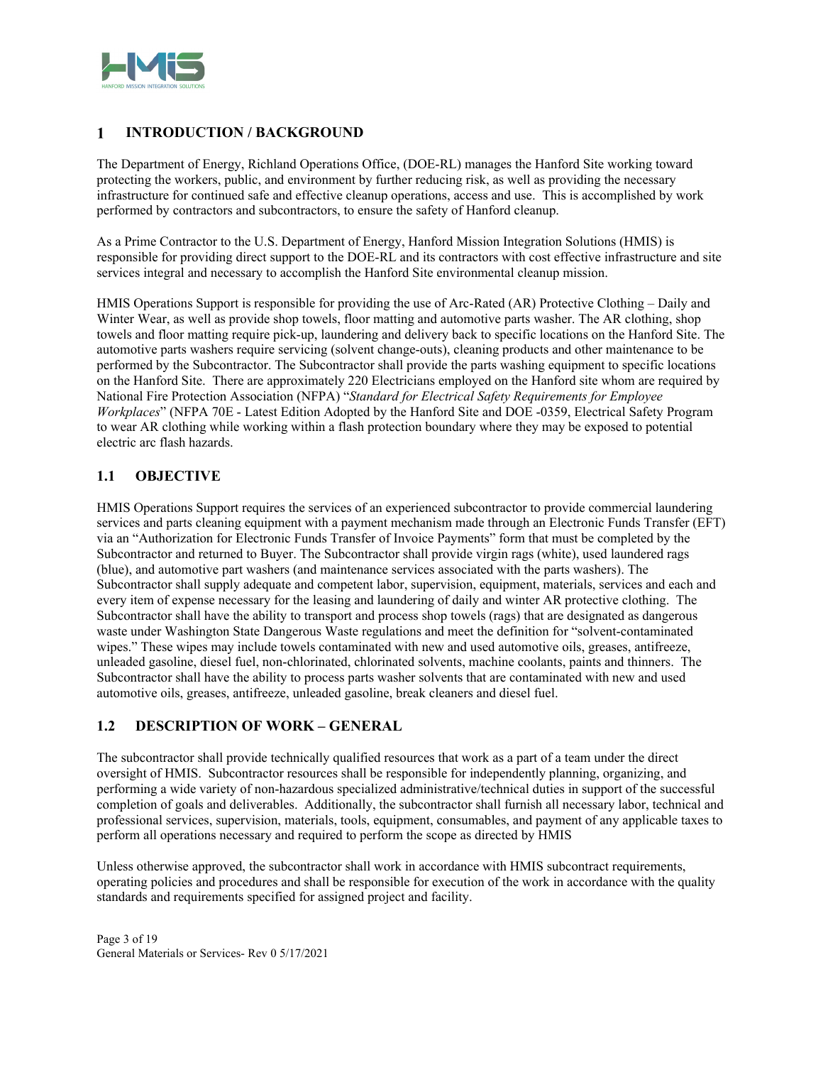# 1 INTRODUCTION / BACKGROUND

The Department of Energy, Richland Operations Office, (DOE-RL) manages the Hanford Site working toward protecting the workers, public, and environment by further reducing risk, as well as providing the necessary infrastructure for continued safe and effective cleanup operations, access and use. This is accomplished by work performed by contractors and subcontractors, to ensure the safety of Hanford cleanup.

As a Prime Contractor to the U.S. Department of Energy, Hanford Mission Integration Solutions (HMIS) is responsible for providing direct support to the DOE-RL and its contractors with cost effective infrastructure and site services integral and necessary to accomplish the Hanford Site environmental cleanup mission.

HMIS Operations Support is responsible for providing the use of Arc-Rated (AR) Protective Clothing – Daily and Winter Wear, as well as provide shop towels, floor matting and automotive parts washer. The AR clothing, shop towels and floor matting require pick-up, laundering and delivery back to specific locations on the Hanford Site. The automotive parts washers require servicing (solvent change-outs), cleaning products and other maintenance to be performed by the Subcontractor. The Subcontractor shall provide the parts washing equipment to specific locations on the Hanford Site. There are approximately 220 Electricians employed on the Hanford site whom are required by National Fire Protection Association (NFPA) "*Standard for Electrical Safety Requirements for Employee Workplaces*" (NFPA 70E - Latest Edition Adopted by the Hanford Site and DOE -0359, Electrical Safety Program to wear AR clothing while working within a flash protection boundary where they may be exposed to potential electric arc flash hazards.

## 1.1 OBJECTIVE

HMIS Operations Support requires the services of an experienced subcontractor to provide commercial laundering services and parts cleaning equipment with a payment mechanism made through an Electronic Funds Transfer (EFT) via an "Authorization for Electronic Funds Transfer of Invoice Payments" form that must be completed by the Subcontractor and returned to Buyer. The Subcontractor shall provide virgin rags (white), used laundered rags (blue), and automotive part washers (and maintenance services associated with the parts washers). The Subcontractor shall supply adequate and competent labor, supervision, equipment, materials, services and each and every item of expense necessary for the leasing and laundering of daily and winter AR protective clothing. The Subcontractor shall have the ability to transport and process shop towels (rags) that are designated as dangerous waste under Washington State Dangerous Waste regulations and meet the definition for "solvent-contaminated wipes." These wipes may include towels contaminated with new and used automotive oils, greases, antifreeze, unleaded gasoline, diesel fuel, non-chlorinated, chlorinated solvents, machine coolants, paints and thinners. The Subcontractor shall have the ability to process parts washer solvents that are contaminated with new and used automotive oils, greases, antifreeze, unleaded gasoline, break cleaners and diesel fuel.

## 1.2 DESCRIPTION OF WORK – GENERAL

The subcontractor shall provide technically qualified resources that work as a part of a team under the direct oversight of HMIS. Subcontractor resources shall be responsible for independently planning, organizing, and performing a wide variety of non-hazardous specialized administrative/technical duties in support of the successful completion of goals and deliverables. Additionally, the subcontractor shall furnish all necessary labor, technical and professional services, supervision, materials, tools, equipment, consumables, and payment of any applicable taxes to perform all operations necessary and required to perform the scope as directed by HMIS

Unless otherwise approved, the subcontractor shall work in accordance with HMIS subcontract requirements, operating policies and procedures and shall be responsible for execution of the work in accordance with the quality standards and requirements specified for assigned project and facility.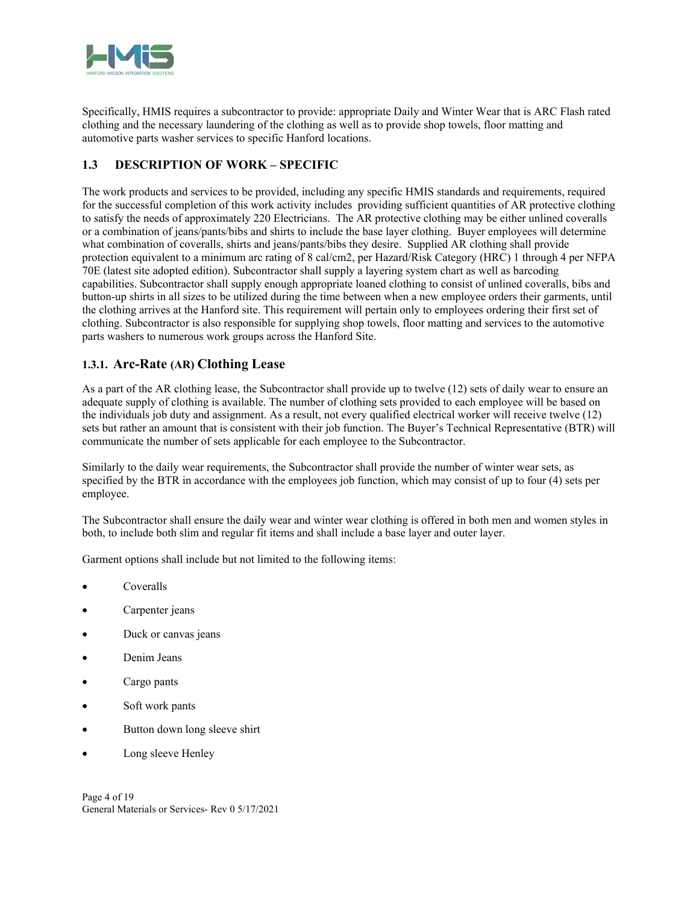Specifically, HMIS requires a subcontractor to provide: appropriate Daily and Winter Wear that is ARC Flash rated clothing and the necessary laundering of the clothing as well as to provide shop towels, floor matting and automotive parts washer services to specific Hanford locations.

## 1.3 DESCRIPTION OF WORK – SPECIFIC

The work products and services to be provided, including any specific HMIS standards and requirements, required for the successful completion of this work activity includes providing sufficient quantities of AR protective clothing to satisfy the needs of approximately 220 Electricians. The AR protective clothing may be either unlined coveralls or a combination of jeans/pants/bibs and shirts to include the base layer clothing. Buyer employees will determine what combination of coveralls, shirts and jeans/pants/bibs they desire. Supplied AR clothing shall provide protection equivalent to a minimum arc rating of 8 cal/cm2, per Hazard/Risk Category (HRC) 1 through 4 per NFPA 70E (latest site adopted edition). Subcontractor shall supply a layering system chart as well as barcoding capabilities. Subcontractor shall supply enough appropriate loaned clothing to consist of unlined coveralls, bibs and button-up shirts in all sizes to be utilized during the time between when a new employee orders their garments, until the clothing arrives at the Hanford site. This requirement will pertain only to employees ordering their first set of clothing. Subcontractor is also responsible for supplying shop towels, floor matting and services to the automotive parts washers to numerous work groups across the Hanford Site.

### 1.3.1. Arc-Rate (AR) Clothing Lease

As a part of the AR clothing lease, the Subcontractor shall provide up to twelve (12) sets of daily wear to ensure an adequate supply of clothing is available. The number of clothing sets provided to each employee will be based on the individuals job duty and assignment. As a result, not every qualified electrical worker will receive twelve (12) sets but rather an amount that is consistent with their job function. The Buyer's Technical Representative (BTR) will communicate the number of sets applicable for each employee to the Subcontractor.

Similarly to the daily wear requirements, the Subcontractor shall provide the number of winter wear sets, as specified by the BTR in accordance with the employees job function, which may consist of up to four (4) sets per employee.

The Subcontractor shall ensure the daily wear and winter wear clothing is offered in both men and women styles in both, to include both slim and regular fit items and shall include a base layer and outer layer.

Garment options shall include but not limited to the following items:

- Coveralls
- Carpenter jeans
- Duck or canvas jeans
- Denim Jeans
- Cargo pants
- Soft work pants
- Button down long sleeve shirt
- Long sleeve Henley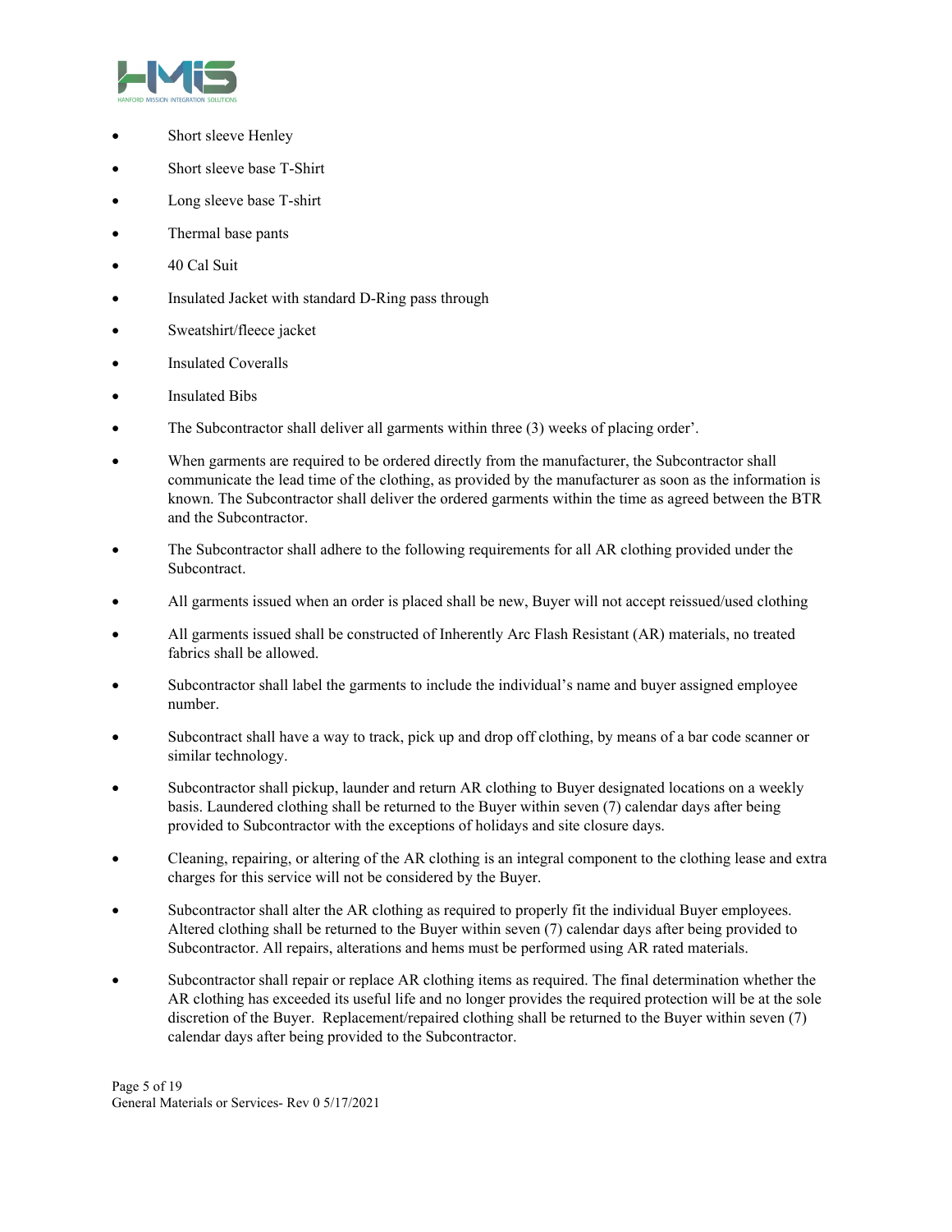- Short sleeve Henley
- Short sleeve base T-Shirt
- Long sleeve base T-shirt
- Thermal base pants
- 40 Cal Suit
- Insulated Jacket with standard D-Ring pass through
- Sweatshirt/fleece jacket
- Insulated Coveralls
- Insulated Bibs
- The Subcontractor shall deliver all garments within three (3) weeks of placing order'.
- When garments are required to be ordered directly from the manufacturer, the Subcontractor shall communicate the lead time of the clothing, as provided by the manufacturer as soon as the information is known. The Subcontractor shall deliver the ordered garments within the time as agreed between the BTR and the Subcontractor.
- The Subcontractor shall adhere to the following requirements for all AR clothing provided under the Subcontract.
- All garments issued when an order is placed shall be new, Buyer will not accept reissued/used clothing
- All garments issued shall be constructed of Inherently Arc Flash Resistant (AR) materials, no treated fabrics shall be allowed.
- Subcontractor shall label the garments to include the individual's name and buyer assigned employee number.
- Subcontract shall have a way to track, pick up and drop off clothing, by means of a bar code scanner or similar technology.
- Subcontractor shall pickup, launder and return AR clothing to Buyer designated locations on a weekly basis. Laundered clothing shall be returned to the Buyer within seven (7) calendar days after being provided to Subcontractor with the exceptions of holidays and site closure days.
- Cleaning, repairing, or altering of the AR clothing is an integral component to the clothing lease and extra charges for this service will not be considered by the Buyer.
- Subcontractor shall alter the AR clothing as required to properly fit the individual Buyer employees. Altered clothing shall be returned to the Buyer within seven (7) calendar days after being provided to Subcontractor. All repairs, alterations and hems must be performed using AR rated materials.
- Subcontractor shall repair or replace AR clothing items as required. The final determination whether the AR clothing has exceeded its useful life and no longer provides the required protection will be at the sole discretion of the Buyer. Replacement/repaired clothing shall be returned to the Buyer within seven (7) calendar days after being provided to the Subcontractor.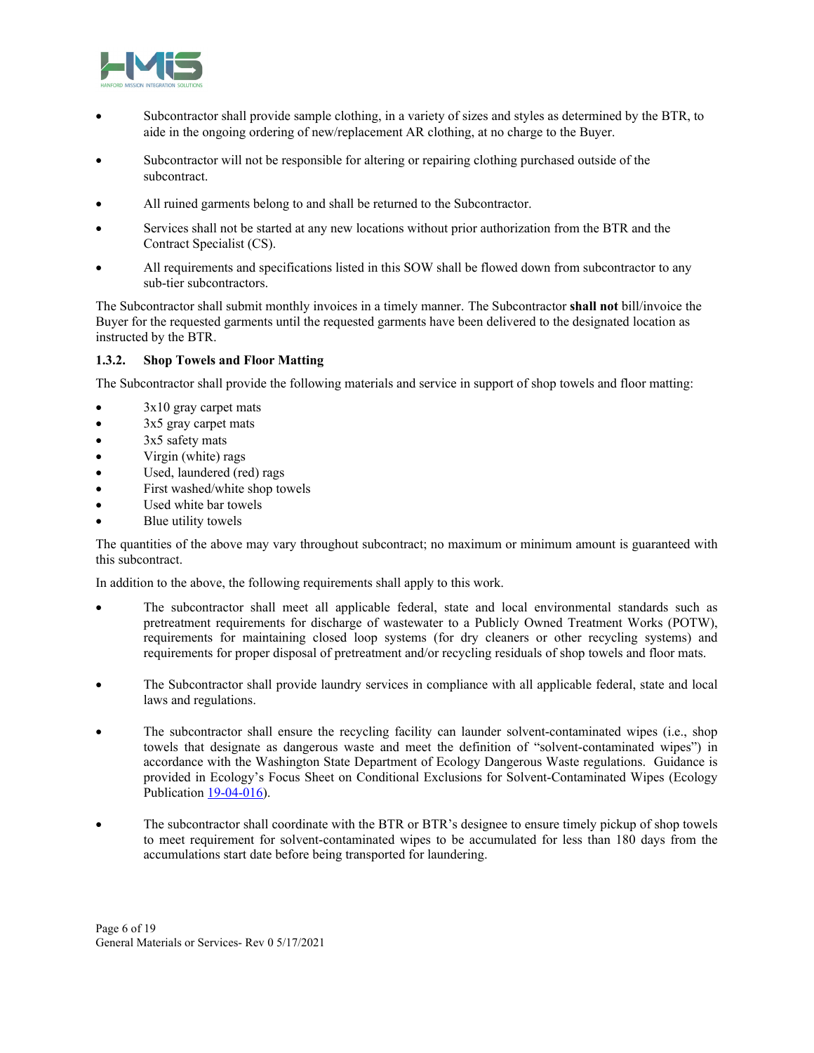- Subcontractor shall provide sample clothing, in a variety of sizes and styles as determined by the BTR, to aide in the ongoing ordering of new/replacement AR clothing, at no charge to the Buyer.
- Subcontractor will not be responsible for altering or repairing clothing purchased outside of the subcontract.
- All ruined garments belong to and shall be returned to the Subcontractor.
- Services shall not be started at any new locations without prior authorization from the BTR and the Contract Specialist (CS).
- All requirements and specifications listed in this SOW shall be flowed down from subcontractor to any sub-tier subcontractors.

The Subcontractor shall submit monthly invoices in a timely manner. The Subcontractor **shall not** bill/invoice the Buyer for the requested garments until the requested garments have been delivered to the designated location as instructed by the BTR.

#### 1.3.2. Shop Towels and Floor Matting

The Subcontractor shall provide the following materials and service in support of shop towels and floor matting:

- 3x10 gray carpet mats
- 3x5 gray carpet mats
- 3x5 safety mats
- Virgin (white) rags
- Used, laundered (red) rags
- First washed/white shop towels
- Used white bar towels
- Blue utility towels

The quantities of the above may vary throughout subcontract; no maximum or minimum amount is guaranteed with this subcontract.

In addition to the above, the following requirements shall apply to this work.

- The subcontractor shall meet all applicable federal, state and local environmental standards such as pretreatment requirements for discharge of wastewater to a Publicly Owned Treatment Works (POTW), requirements for maintaining closed loop systems (for dry cleaners or other recycling systems) and requirements for proper disposal of pretreatment and/or recycling residuals of shop towels and floor mats.
- The Subcontractor shall provide laundry services in compliance with all applicable federal, state and local laws and regulations.
- The subcontractor shall ensure the recycling facility can launder solvent-contaminated wipes (i.e., shop towels that designate as dangerous waste and meet the definition of "solvent-contaminated wipes") in accordance with the Washington State Department of Ecology Dangerous Waste regulations. Guidance is provided in Ecology's Focus Sheet on Conditional Exclusions for Solvent-Contaminated Wipes (Ecology Publication 19-04-016).
- The subcontractor shall coordinate with the BTR or BTR's designee to ensure timely pickup of shop towels to meet requirement for solvent-contaminated wipes to be accumulated for less than 180 days from the accumulations start date before being transported for laundering.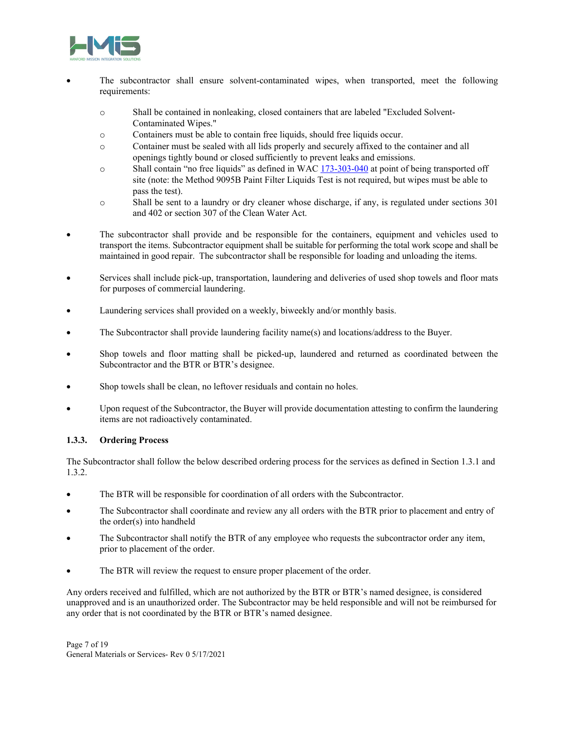- The subcontractor shall ensure solvent-contaminated wipes, when transported, meet the following requirements:
  - Shall be contained in nonleaking, closed containers that are labeled "Excluded Solvent-Contaminated Wipes."
  - Containers must be able to contain free liquids, should free liquids occur.
  - Container must be sealed with all lids properly and securely affixed to the container and all openings tightly bound or closed sufficiently to prevent leaks and emissions.
  - Shall contain "no free liquids" as defined in WAC [173-303-040](173-303-040) at point of being transported off site (note: the Method 9095B Paint Filter Liquids Test is not required, but wipes must be able to pass the test).
  - Shall be sent to a laundry or dry cleaner whose discharge, if any, is regulated under sections 301 and 402 or section 307 of the Clean Water Act.

- The subcontractor shall provide and be responsible for the containers, equipment and vehicles used to transport the items. Subcontractor equipment shall be suitable for performing the total work scope and shall be maintained in good repair. The subcontractor shall be responsible for loading and unloading the items.

- Services shall include pick-up, transportation, laundering and deliveries of used shop towels and floor mats for purposes of commercial laundering.

- Laundering services shall provided on a weekly, biweekly and/or monthly basis.

- The Subcontractor shall provide laundering facility name(s) and locations/address to the Buyer.

- Shop towels and floor matting shall be picked-up, laundered and returned as coordinated between the Subcontractor and the BTR or BTR's designee.

- Shop towels shall be clean, no leftover residuals and contain no holes.

- Upon request of the Subcontractor, the Buyer will provide documentation attesting to confirm the laundering items are not radioactively contaminated.

### 1.3.3. Ordering Process

The Subcontractor shall follow the below described ordering process for the services as defined in Section 1.3.1 and 1.3.2.

- The BTR will be responsible for coordination of all orders with the Subcontractor.
- The Subcontractor shall coordinate and review any all orders with the BTR prior to placement and entry of the order(s) into handheld
- The Subcontractor shall notify the BTR of any employee who requests the subcontractor order any item, prior to placement of the order.

- The BTR will review the request to ensure proper placement of the order.

Any orders received and fulfilled, which are not authorized by the BTR or BTR's named designee, is considered unapproved and is an unauthorized order. The Subcontractor may be held responsible and will not be reimbursed for any order that is not coordinated by the BTR or BTR's named designee.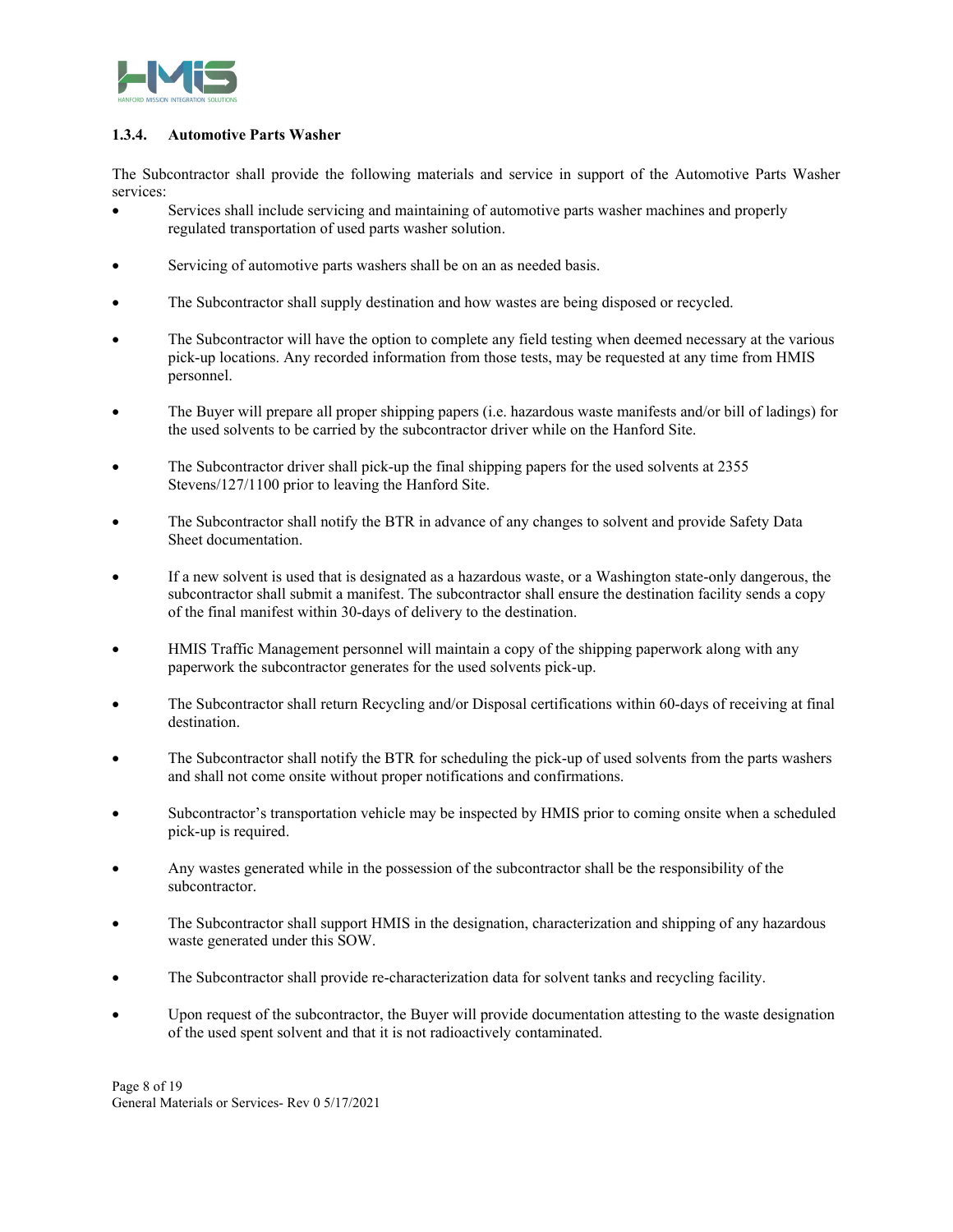### 1.3.4. Automotive Parts Washer

The Subcontractor shall provide the following materials and service in support of the Automotive Parts Washer services:

- Services shall include servicing and maintaining of automotive parts washer machines and properly regulated transportation of used parts washer solution.
- Servicing of automotive parts washers shall be on an as needed basis.
- The Subcontractor shall supply destination and how wastes are being disposed or recycled.
- The Subcontractor will have the option to complete any field testing when deemed necessary at the various pick-up locations. Any recorded information from those tests, may be requested at any time from HMIS personnel.
- The Buyer will prepare all proper shipping papers (i.e. hazardous waste manifests and/or bill of ladings) for the used solvents to be carried by the subcontractor driver while on the Hanford Site.
- The Subcontractor driver shall pick-up the final shipping papers for the used solvents at 2355 Stevens/127/1100 prior to leaving the Hanford Site.
- The Subcontractor shall notify the BTR in advance of any changes to solvent and provide Safety Data Sheet documentation.
- If a new solvent is used that is designated as a hazardous waste, or a Washington state-only dangerous, the subcontractor shall submit a manifest. The subcontractor shall ensure the destination facility sends a copy of the final manifest within 30-days of delivery to the destination.
- HMIS Traffic Management personnel will maintain a copy of the shipping paperwork along with any paperwork the subcontractor generates for the used solvents pick-up.
- The Subcontractor shall return Recycling and/or Disposal certifications within 60-days of receiving at final destination.
- The Subcontractor shall notify the BTR for scheduling the pick-up of used solvents from the parts washers and shall not come onsite without proper notifications and confirmations.
- Subcontractor's transportation vehicle may be inspected by HMIS prior to coming onsite when a scheduled pick-up is required.
- Any wastes generated while in the possession of the subcontractor shall be the responsibility of the subcontractor.
- The Subcontractor shall support HMIS in the designation, characterization and shipping of any hazardous waste generated under this SOW.
- The Subcontractor shall provide re-characterization data for solvent tanks and recycling facility.
- Upon request of the subcontractor, the Buyer will provide documentation attesting to the waste designation of the used spent solvent and that it is not radioactively contaminated.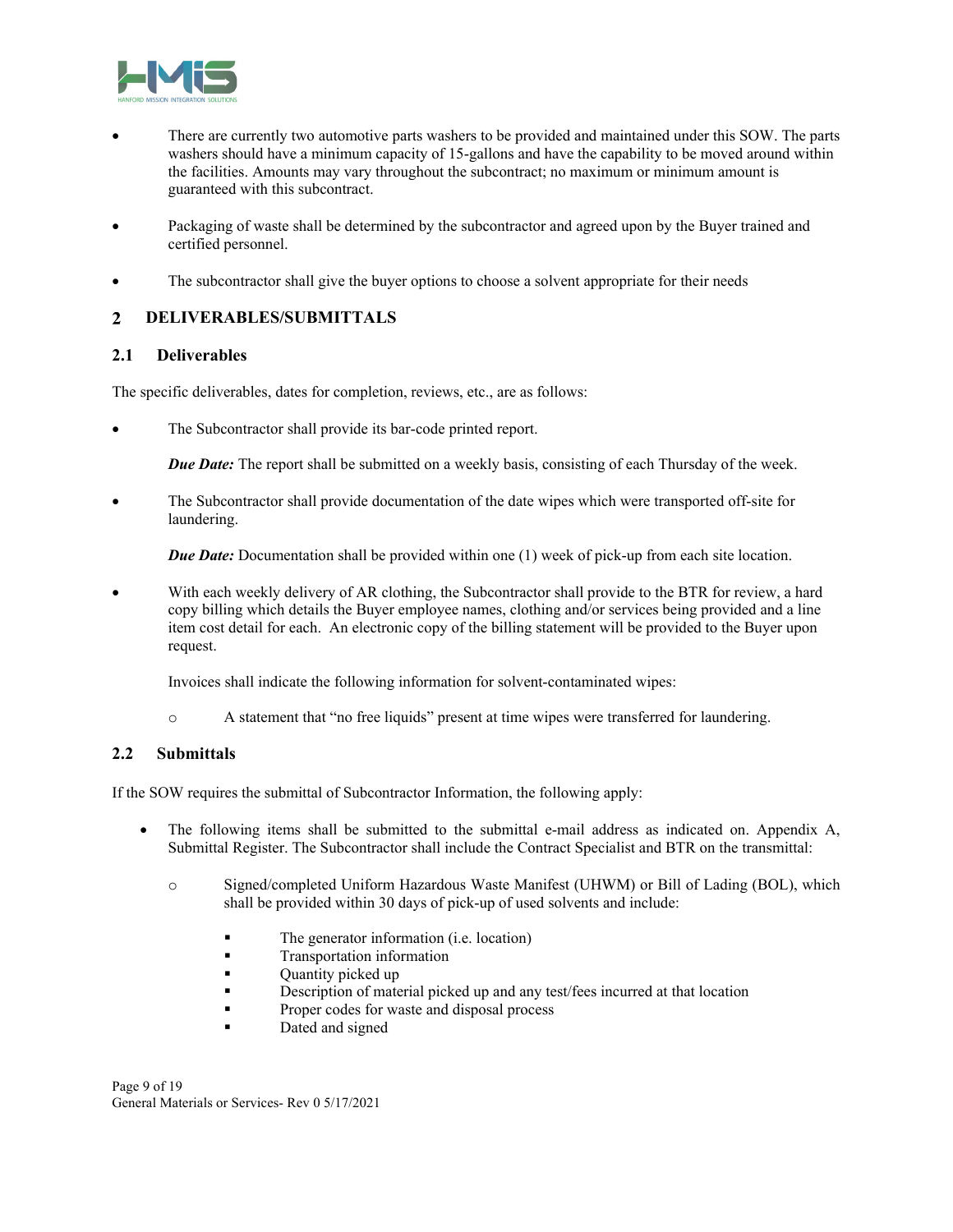- There are currently two automotive parts washers to be provided and maintained under this SOW. The parts washers should have a minimum capacity of 15-gallons and have the capability to be moved around within the facilities. Amounts may vary throughout the subcontract; no maximum or minimum amount is guaranteed with this subcontract.

- Packaging of waste shall be determined by the subcontractor and agreed upon by the Buyer trained and certified personnel.

- The subcontractor shall give the buyer options to choose a solvent appropriate for their needs

## 2 DELIVERABLES/SUBMITTALS

### 2.1 Deliverables

The specific deliverables, dates for completion, reviews, etc., are as follows:

- The Subcontractor shall provide its bar-code printed report.

  ***Due Date:*** The report shall be submitted on a weekly basis, consisting of each Thursday of the week.

- The Subcontractor shall provide documentation of the date wipes which were transported off-site for laundering.

  ***Due Date:*** Documentation shall be provided within one (1) week of pick-up from each site location.

- With each weekly delivery of AR clothing, the Subcontractor shall provide to the BTR for review, a hard copy billing which details the Buyer employee names, clothing and/or services being provided and a line item cost detail for each. An electronic copy of the billing statement will be provided to the Buyer upon request.

  Invoices shall indicate the following information for solvent-contaminated wipes:

  - A statement that "no free liquids" present at time wipes were transferred for laundering.

### 2.2 Submittals

If the SOW requires the submittal of Subcontractor Information, the following apply:

- The following items shall be submitted to the submittal e-mail address as indicated on. Appendix A, Submittal Register. The Subcontractor shall include the Contract Specialist and BTR on the transmittal:

  - Signed/completed Uniform Hazardous Waste Manifest (UHWM) or Bill of Lading (BOL), which shall be provided within 30 days of pick-up of used solvents and include:

    - The generator information (i.e. location)
    - Transportation information
    - Quantity picked up
    - Description of material picked up and any test/fees incurred at that location
    - Proper codes for waste and disposal process
    - Dated and signed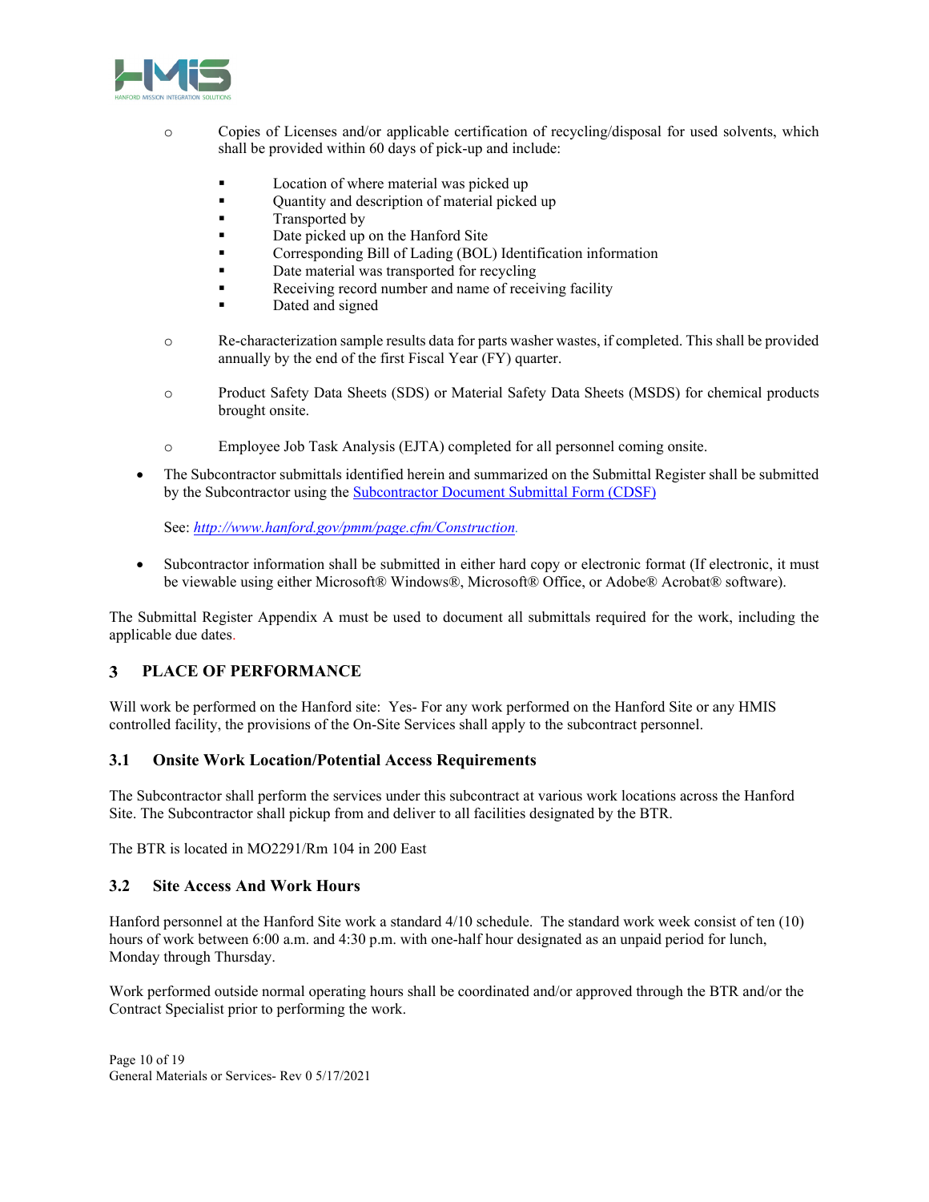- Copies of Licenses and/or applicable certification of recycling/disposal for used solvents, which shall be provided within 60 days of pick-up and include:
    - Location of where material was picked up
    - Quantity and description of material picked up
    - Transported by
    - Date picked up on the Hanford Site
    - Corresponding Bill of Lading (BOL) Identification information
    - Date material was transported for recycling
    - Receiving record number and name of receiving facility
    - Dated and signed
- Re-characterization sample results data for parts washer wastes, if completed. This shall be provided annually by the end of the first Fiscal Year (FY) quarter.
- Product Safety Data Sheets (SDS) or Material Safety Data Sheets (MSDS) for chemical products brought onsite.
- Employee Job Task Analysis (EJTA) completed for all personnel coming onsite.

- The Subcontractor submittals identified herein and summarized on the Submittal Register shall be submitted by the Subcontractor using the [Subcontractor Document Submittal Form (CDSF)](http://www.hanford.gov/pmm/page.cfm/Construction)

  See: *http://www.hanford.gov/pmm/page.cfm/Construction*.

- Subcontractor information shall be submitted in either hard copy or electronic format (If electronic, it must be viewable using either Microsoft® Windows®, Microsoft® Office, or Adobe® Acrobat® software).

The Submittal Register Appendix A must be used to document all submittals required for the work, including the applicable due dates.

## 3 PLACE OF PERFORMANCE

Will work be performed on the Hanford site: Yes- For any work performed on the Hanford Site or any HMIS controlled facility, the provisions of the On-Site Services shall apply to the subcontract personnel.

### 3.1 Onsite Work Location/Potential Access Requirements

The Subcontractor shall perform the services under this subcontract at various work locations across the Hanford Site. The Subcontractor shall pickup from and deliver to all facilities designated by the BTR.

The BTR is located in MO2291/Rm 104 in 200 East

### 3.2 Site Access And Work Hours

Hanford personnel at the Hanford Site work a standard 4/10 schedule. The standard work week consist of ten (10) hours of work between 6:00 a.m. and 4:30 p.m. with one-half hour designated as an unpaid period for lunch, Monday through Thursday.

Work performed outside normal operating hours shall be coordinated and/or approved through the BTR and/or the Contract Specialist prior to performing the work.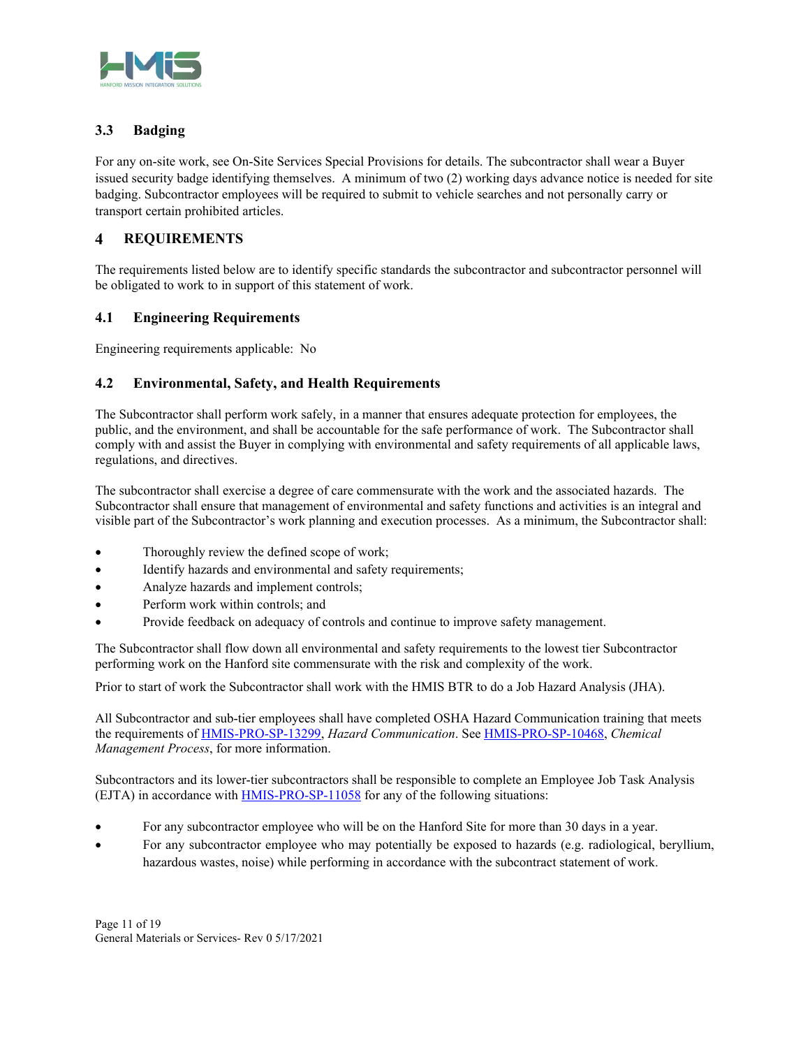### 3.3 Badging

For any on-site work, see On-Site Services Special Provisions for details. The subcontractor shall wear a Buyer issued security badge identifying themselves. A minimum of two (2) working days advance notice is needed for site badging. Subcontractor employees will be required to submit to vehicle searches and not personally carry or transport certain prohibited articles.

## 4 REQUIREMENTS

The requirements listed below are to identify specific standards the subcontractor and subcontractor personnel will be obligated to work to in support of this statement of work.

### 4.1 Engineering Requirements

Engineering requirements applicable: No

### 4.2 Environmental, Safety, and Health Requirements

The Subcontractor shall perform work safely, in a manner that ensures adequate protection for employees, the public, and the environment, and shall be accountable for the safe performance of work. The Subcontractor shall comply with and assist the Buyer in complying with environmental and safety requirements of all applicable laws, regulations, and directives.

The subcontractor shall exercise a degree of care commensurate with the work and the associated hazards. The Subcontractor shall ensure that management of environmental and safety functions and activities is an integral and visible part of the Subcontractor's work planning and execution processes. As a minimum, the Subcontractor shall:

- Thoroughly review the defined scope of work;
- Identify hazards and environmental and safety requirements;
- Analyze hazards and implement controls;
- Perform work within controls; and
- Provide feedback on adequacy of controls and continue to improve safety management.

The Subcontractor shall flow down all environmental and safety requirements to the lowest tier Subcontractor performing work on the Hanford site commensurate with the risk and complexity of the work.

Prior to start of work the Subcontractor shall work with the HMIS BTR to do a Job Hazard Analysis (JHA).

All Subcontractor and sub-tier employees shall have completed OSHA Hazard Communication training that meets the requirements of HMIS-PRO-SP-13299, *Hazard Communication*. See HMIS-PRO-SP-10468, *Chemical Management Process*, for more information.

Subcontractors and its lower-tier subcontractors shall be responsible to complete an Employee Job Task Analysis (EJTA) in accordance with HMIS-PRO-SP-11058 for any of the following situations:

- For any subcontractor employee who will be on the Hanford Site for more than 30 days in a year.
- For any subcontractor employee who may potentially be exposed to hazards (e.g. radiological, beryllium, hazardous wastes, noise) while performing in accordance with the subcontract statement of work.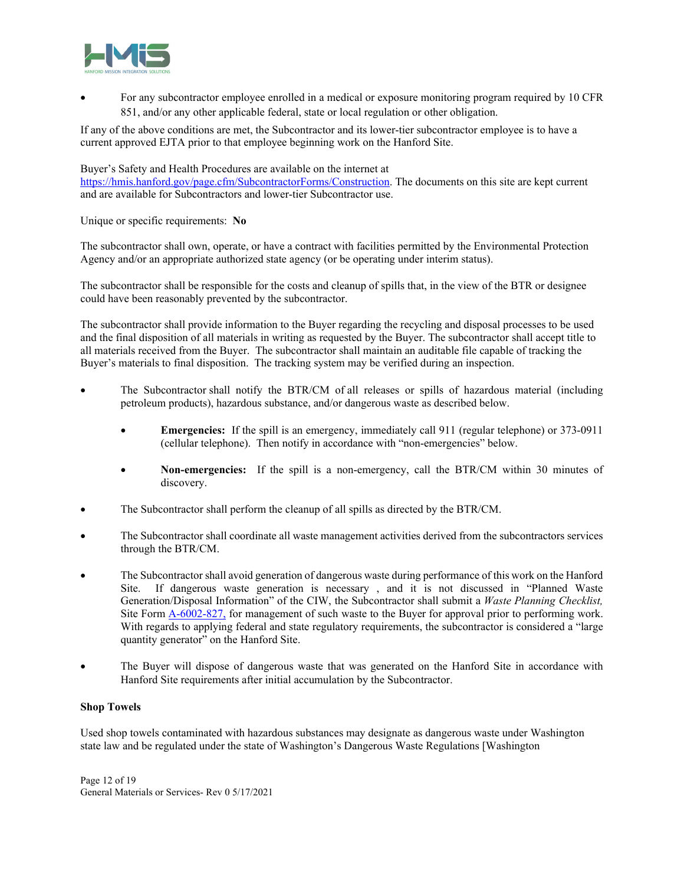- For any subcontractor employee enrolled in a medical or exposure monitoring program required by 10 CFR 851, and/or any other applicable federal, state or local regulation or other obligation.

If any of the above conditions are met, the Subcontractor and its lower-tier subcontractor employee is to have a current approved EJTA prior to that employee beginning work on the Hanford Site.

Buyer's Safety and Health Procedures are available on the internet at https://hmis.hanford.gov/page.cfm/SubcontractorForms/Construction. The documents on this site are kept current and are available for Subcontractors and lower-tier Subcontractor use.

Unique or specific requirements: **No**

The subcontractor shall own, operate, or have a contract with facilities permitted by the Environmental Protection Agency and/or an appropriate authorized state agency (or be operating under interim status).

The subcontractor shall be responsible for the costs and cleanup of spills that, in the view of the BTR or designee could have been reasonably prevented by the subcontractor.

The subcontractor shall provide information to the Buyer regarding the recycling and disposal processes to be used and the final disposition of all materials in writing as requested by the Buyer. The subcontractor shall accept title to all materials received from the Buyer. The subcontractor shall maintain an auditable file capable of tracking the Buyer's materials to final disposition. The tracking system may be verified during an inspection.

- The Subcontractor shall notify the BTR/CM of all releases or spills of hazardous material (including petroleum products), hazardous substance, and/or dangerous waste as described below.
    - **Emergencies:** If the spill is an emergency, immediately call 911 (regular telephone) or 373-0911 (cellular telephone). Then notify in accordance with "non-emergencies" below.
    - **Non-emergencies:** If the spill is a non-emergency, call the BTR/CM within 30 minutes of discovery.
- The Subcontractor shall perform the cleanup of all spills as directed by the BTR/CM.
- The Subcontractor shall coordinate all waste management activities derived from the subcontractors services through the BTR/CM.
- The Subcontractor shall avoid generation of dangerous waste during performance of this work on the Hanford Site. If dangerous waste generation is necessary , and it is not discussed in "Planned Waste Generation/Disposal Information" of the CIW, the Subcontractor shall submit a *Waste Planning Checklist,* Site Form A-6002-827, for management of such waste to the Buyer for approval prior to performing work. With regards to applying federal and state regulatory requirements, the subcontractor is considered a "large quantity generator" on the Hanford Site.
- The Buyer will dispose of dangerous waste that was generated on the Hanford Site in accordance with Hanford Site requirements after initial accumulation by the Subcontractor.

**Shop Towels**

Used shop towels contaminated with hazardous substances may designate as dangerous waste under Washington state law and be regulated under the state of Washington's Dangerous Waste Regulations [Washington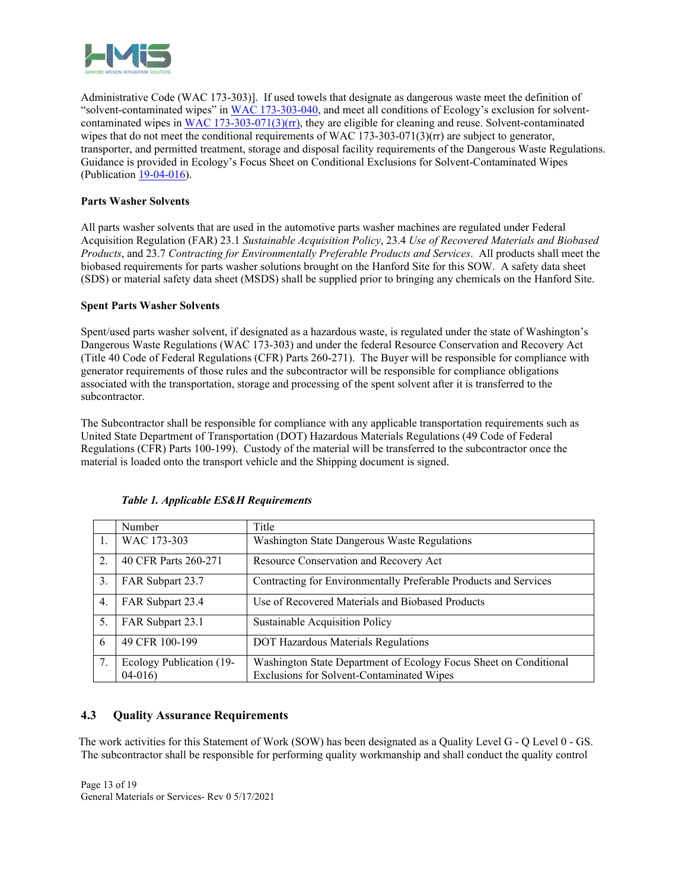Administrative Code (WAC 173-303)]. If used towels that designate as dangerous waste meet the definition of "solvent-contaminated wipes" in WAC 173-303-040, and meet all conditions of Ecology's exclusion for solvent-contaminated wipes in WAC 173-303-071(3)(rr), they are eligible for cleaning and reuse. Solvent-contaminated wipes that do not meet the conditional requirements of WAC 173-303-071(3)(rr) are subject to generator, transporter, and permitted treatment, storage and disposal facility requirements of the Dangerous Waste Regulations. Guidance is provided in Ecology's Focus Sheet on Conditional Exclusions for Solvent-Contaminated Wipes (Publication 19-04-016).

**Parts Washer Solvents**

All parts washer solvents that are used in the automotive parts washer machines are regulated under Federal Acquisition Regulation (FAR) 23.1 *Sustainable Acquisition Policy*, 23.4 *Use of Recovered Materials and Biobased Products*, and 23.7 *Contracting for Environmentally Preferable Products and Services*. All products shall meet the biobased requirements for parts washer solutions brought on the Hanford Site for this SOW. A safety data sheet (SDS) or material safety data sheet (MSDS) shall be supplied prior to bringing any chemicals on the Hanford Site.

**Spent Parts Washer Solvents**

Spent/used parts washer solvent, if designated as a hazardous waste, is regulated under the state of Washington's Dangerous Waste Regulations (WAC 173-303) and under the federal Resource Conservation and Recovery Act (Title 40 Code of Federal Regulations (CFR) Parts 260-271). The Buyer will be responsible for compliance with generator requirements of those rules and the subcontractor will be responsible for compliance obligations associated with the transportation, storage and processing of the spent solvent after it is transferred to the subcontractor.

The Subcontractor shall be responsible for compliance with any applicable transportation requirements such as United State Department of Transportation (DOT) Hazardous Materials Regulations (49 Code of Federal Regulations (CFR) Parts 100-199). Custody of the material will be transferred to the subcontractor once the material is loaded onto the transport vehicle and the Shipping document is signed.

***Table 1. Applicable ES&H Requirements***

| | Number | Title |
|---|---|---|
| 1. | WAC 173-303 | Washington State Dangerous Waste Regulations |
| 2. | 40 CFR Parts 260-271 | Resource Conservation and Recovery Act |
| 3. | FAR Subpart 23.7 | Contracting for Environmentally Preferable Products and Services |
| 4. | FAR Subpart 23.4 | Use of Recovered Materials and Biobased Products |
| 5. | FAR Subpart 23.1 | Sustainable Acquisition Policy |
| 6 | 49 CFR 100-199 | DOT Hazardous Materials Regulations |
| 7. | Ecology Publication (19-04-016) | Washington State Department of Ecology Focus Sheet on Conditional Exclusions for Solvent-Contaminated Wipes |

## 4.3 Quality Assurance Requirements

The work activities for this Statement of Work (SOW) has been designated as a Quality Level G - Q Level 0 - GS. The subcontractor shall be responsible for performing quality workmanship and shall conduct the quality control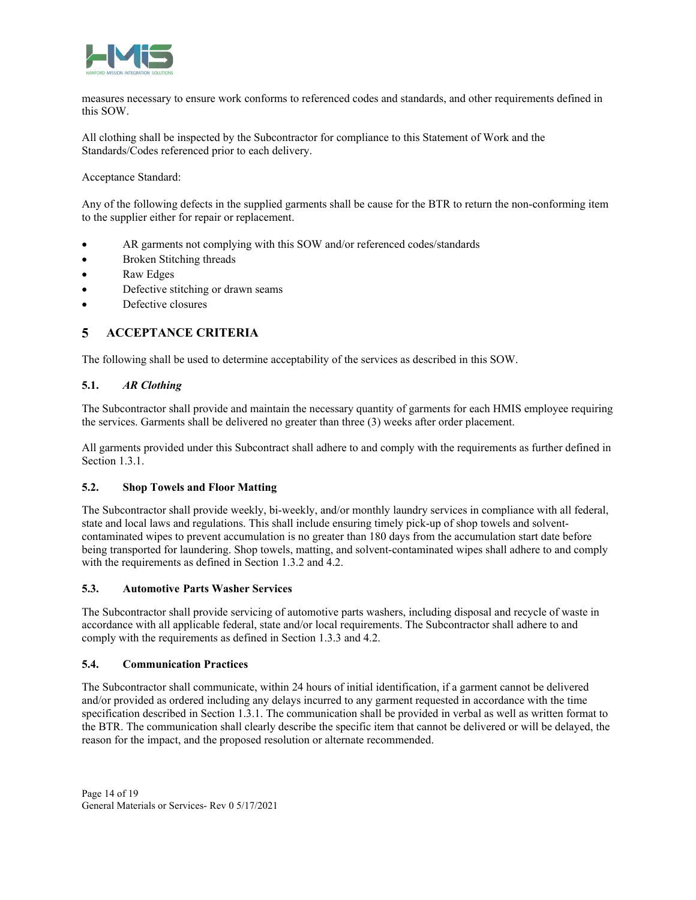measures necessary to ensure work conforms to referenced codes and standards, and other requirements defined in this SOW.

All clothing shall be inspected by the Subcontractor for compliance to this Statement of Work and the Standards/Codes referenced prior to each delivery.

Acceptance Standard:

Any of the following defects in the supplied garments shall be cause for the BTR to return the non-conforming item to the supplier either for repair or replacement.

- AR garments not complying with this SOW and/or referenced codes/standards
- Broken Stitching threads
- Raw Edges
- Defective stitching or drawn seams
- Defective closures

# 5 ACCEPTANCE CRITERIA

The following shall be used to determine acceptability of the services as described in this SOW.

### 5.1. *AR Clothing*

The Subcontractor shall provide and maintain the necessary quantity of garments for each HMIS employee requiring the services. Garments shall be delivered no greater than three (3) weeks after order placement.

All garments provided under this Subcontract shall adhere to and comply with the requirements as further defined in Section 1.3.1.

### 5.2. Shop Towels and Floor Matting

The Subcontractor shall provide weekly, bi-weekly, and/or monthly laundry services in compliance with all federal, state and local laws and regulations. This shall include ensuring timely pick-up of shop towels and solvent-contaminated wipes to prevent accumulation is no greater than 180 days from the accumulation start date before being transported for laundering. Shop towels, matting, and solvent-contaminated wipes shall adhere to and comply with the requirements as defined in Section 1.3.2 and 4.2.

### 5.3. Automotive Parts Washer Services

The Subcontractor shall provide servicing of automotive parts washers, including disposal and recycle of waste in accordance with all applicable federal, state and/or local requirements. The Subcontractor shall adhere to and comply with the requirements as defined in Section 1.3.3 and 4.2.

### 5.4. Communication Practices

The Subcontractor shall communicate, within 24 hours of initial identification, if a garment cannot be delivered and/or provided as ordered including any delays incurred to any garment requested in accordance with the time specification described in Section 1.3.1. The communication shall be provided in verbal as well as written format to the BTR. The communication shall clearly describe the specific item that cannot be delivered or will be delayed, the reason for the impact, and the proposed resolution or alternate recommended.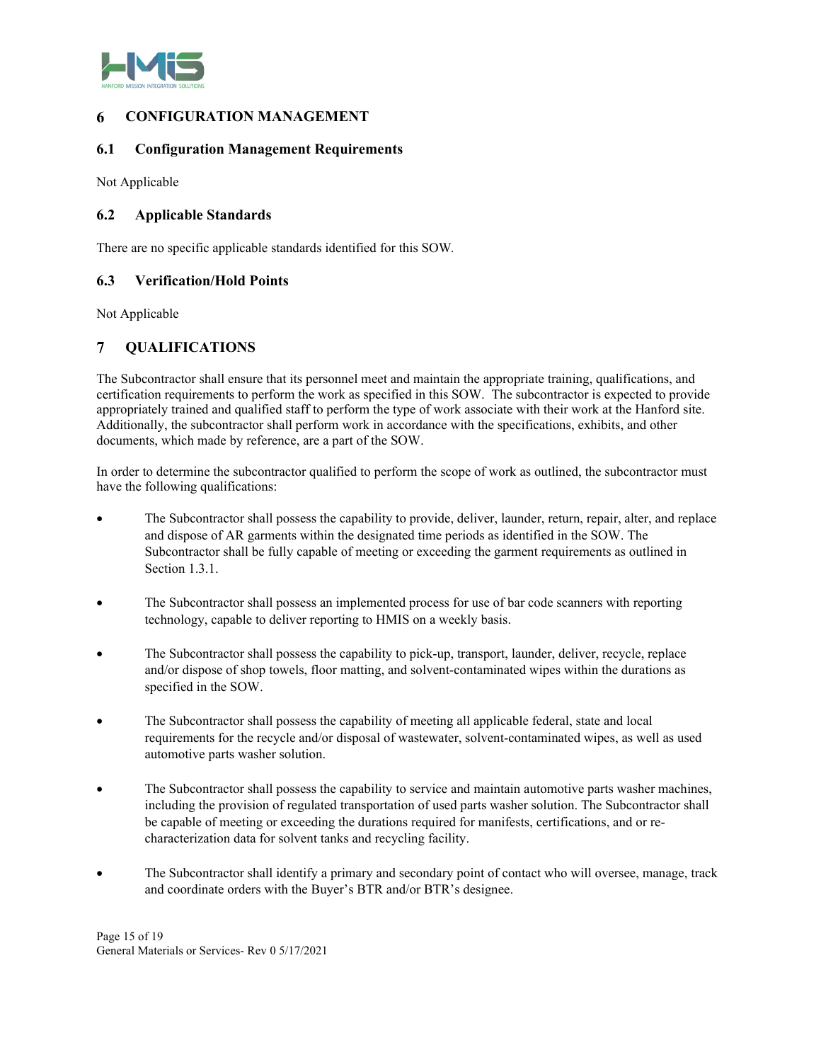# 6 CONFIGURATION MANAGEMENT

## 6.1 Configuration Management Requirements

Not Applicable

## 6.2 Applicable Standards

There are no specific applicable standards identified for this SOW.

## 6.3 Verification/Hold Points

Not Applicable

# 7 QUALIFICATIONS

The Subcontractor shall ensure that its personnel meet and maintain the appropriate training, qualifications, and certification requirements to perform the work as specified in this SOW. The subcontractor is expected to provide appropriately trained and qualified staff to perform the type of work associate with their work at the Hanford site. Additionally, the subcontractor shall perform work in accordance with the specifications, exhibits, and other documents, which made by reference, are a part of the SOW.

In order to determine the subcontractor qualified to perform the scope of work as outlined, the subcontractor must have the following qualifications:

- The Subcontractor shall possess the capability to provide, deliver, launder, return, repair, alter, and replace and dispose of AR garments within the designated time periods as identified in the SOW. The Subcontractor shall be fully capable of meeting or exceeding the garment requirements as outlined in Section 1.3.1.
- The Subcontractor shall possess an implemented process for use of bar code scanners with reporting technology, capable to deliver reporting to HMIS on a weekly basis.
- The Subcontractor shall possess the capability to pick-up, transport, launder, deliver, recycle, replace and/or dispose of shop towels, floor matting, and solvent-contaminated wipes within the durations as specified in the SOW.
- The Subcontractor shall possess the capability of meeting all applicable federal, state and local requirements for the recycle and/or disposal of wastewater, solvent-contaminated wipes, as well as used automotive parts washer solution.
- The Subcontractor shall possess the capability to service and maintain automotive parts washer machines, including the provision of regulated transportation of used parts washer solution. The Subcontractor shall be capable of meeting or exceeding the durations required for manifests, certifications, and or re-characterization data for solvent tanks and recycling facility.
- The Subcontractor shall identify a primary and secondary point of contact who will oversee, manage, track and coordinate orders with the Buyer's BTR and/or BTR's designee.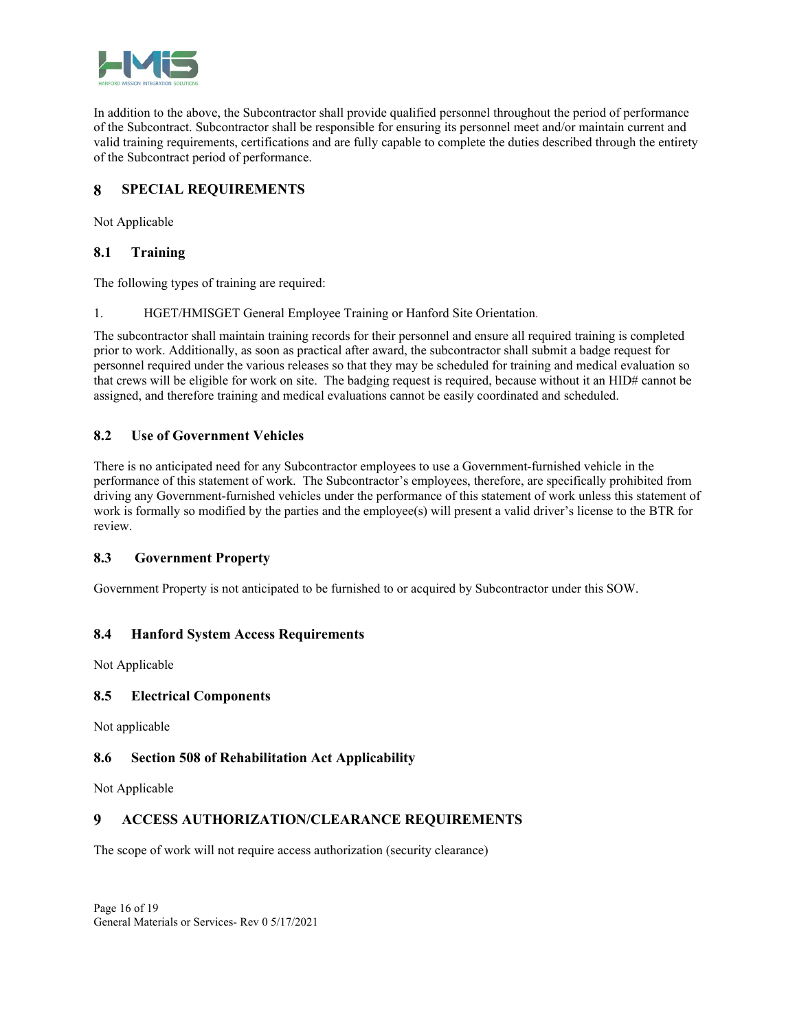In addition to the above, the Subcontractor shall provide qualified personnel throughout the period of performance of the Subcontract. Subcontractor shall be responsible for ensuring its personnel meet and/or maintain current and valid training requirements, certifications and are fully capable to complete the duties described through the entirety of the Subcontract period of performance.

# 8 SPECIAL REQUIREMENTS

Not Applicable

## 8.1 Training

The following types of training are required:

1. HGET/HMISGET General Employee Training or Hanford Site Orientation.

The subcontractor shall maintain training records for their personnel and ensure all required training is completed prior to work. Additionally, as soon as practical after award, the subcontractor shall submit a badge request for personnel required under the various releases so that they may be scheduled for training and medical evaluation so that crews will be eligible for work on site. The badging request is required, because without it an HID# cannot be assigned, and therefore training and medical evaluations cannot be easily coordinated and scheduled.

## 8.2 Use of Government Vehicles

There is no anticipated need for any Subcontractor employees to use a Government-furnished vehicle in the performance of this statement of work. The Subcontractor's employees, therefore, are specifically prohibited from driving any Government-furnished vehicles under the performance of this statement of work unless this statement of work is formally so modified by the parties and the employee(s) will present a valid driver's license to the BTR for review.

## 8.3 Government Property

Government Property is not anticipated to be furnished to or acquired by Subcontractor under this SOW.

## 8.4 Hanford System Access Requirements

Not Applicable

## 8.5 Electrical Components

Not applicable

## 8.6 Section 508 of Rehabilitation Act Applicability

Not Applicable

# 9 ACCESS AUTHORIZATION/CLEARANCE REQUIREMENTS

The scope of work will not require access authorization (security clearance)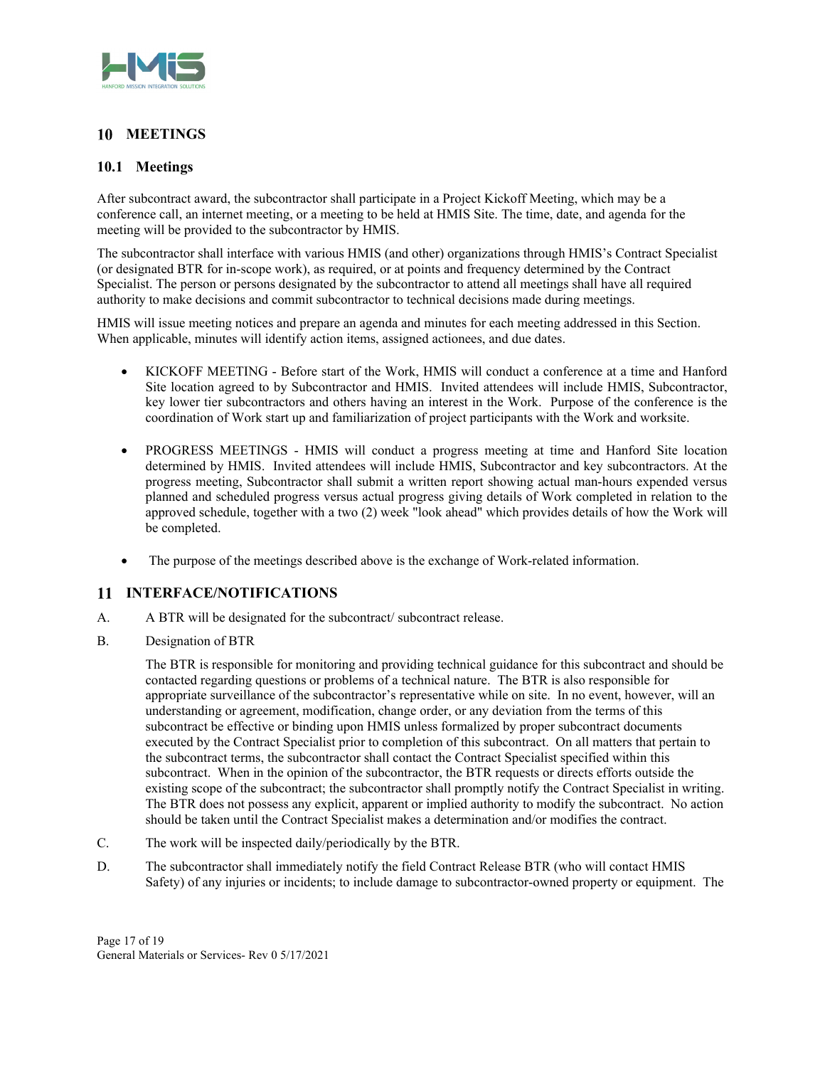## 10 MEETINGS

### 10.1 Meetings

After subcontract award, the subcontractor shall participate in a Project Kickoff Meeting, which may be a conference call, an internet meeting, or a meeting to be held at HMIS Site. The time, date, and agenda for the meeting will be provided to the subcontractor by HMIS.

The subcontractor shall interface with various HMIS (and other) organizations through HMIS's Contract Specialist (or designated BTR for in-scope work), as required, or at points and frequency determined by the Contract Specialist. The person or persons designated by the subcontractor to attend all meetings shall have all required authority to make decisions and commit subcontractor to technical decisions made during meetings.

HMIS will issue meeting notices and prepare an agenda and minutes for each meeting addressed in this Section. When applicable, minutes will identify action items, assigned actionees, and due dates.

- KICKOFF MEETING - Before start of the Work, HMIS will conduct a conference at a time and Hanford Site location agreed to by Subcontractor and HMIS. Invited attendees will include HMIS, Subcontractor, key lower tier subcontractors and others having an interest in the Work. Purpose of the conference is the coordination of Work start up and familiarization of project participants with the Work and worksite.

- PROGRESS MEETINGS - HMIS will conduct a progress meeting at time and Hanford Site location determined by HMIS. Invited attendees will include HMIS, Subcontractor and key subcontractors. At the progress meeting, Subcontractor shall submit a written report showing actual man-hours expended versus planned and scheduled progress versus actual progress giving details of Work completed in relation to the approved schedule, together with a two (2) week "look ahead" which provides details of how the Work will be completed.

- The purpose of the meetings described above is the exchange of Work-related information.

## 11 INTERFACE/NOTIFICATIONS

A. A BTR will be designated for the subcontract/ subcontract release.

B. Designation of BTR

The BTR is responsible for monitoring and providing technical guidance for this subcontract and should be contacted regarding questions or problems of a technical nature. The BTR is also responsible for appropriate surveillance of the subcontractor's representative while on site. In no event, however, will an understanding or agreement, modification, change order, or any deviation from the terms of this subcontract be effective or binding upon HMIS unless formalized by proper subcontract documents executed by the Contract Specialist prior to completion of this subcontract. On all matters that pertain to the subcontract terms, the subcontractor shall contact the Contract Specialist specified within this subcontract. When in the opinion of the subcontractor, the BTR requests or directs efforts outside the existing scope of the subcontract; the subcontractor shall promptly notify the Contract Specialist in writing. The BTR does not possess any explicit, apparent or implied authority to modify the subcontract. No action should be taken until the Contract Specialist makes a determination and/or modifies the contract.

C. The work will be inspected daily/periodically by the BTR.

D. The subcontractor shall immediately notify the field Contract Release BTR (who will contact HMIS Safety) of any injuries or incidents; to include damage to subcontractor-owned property or equipment. The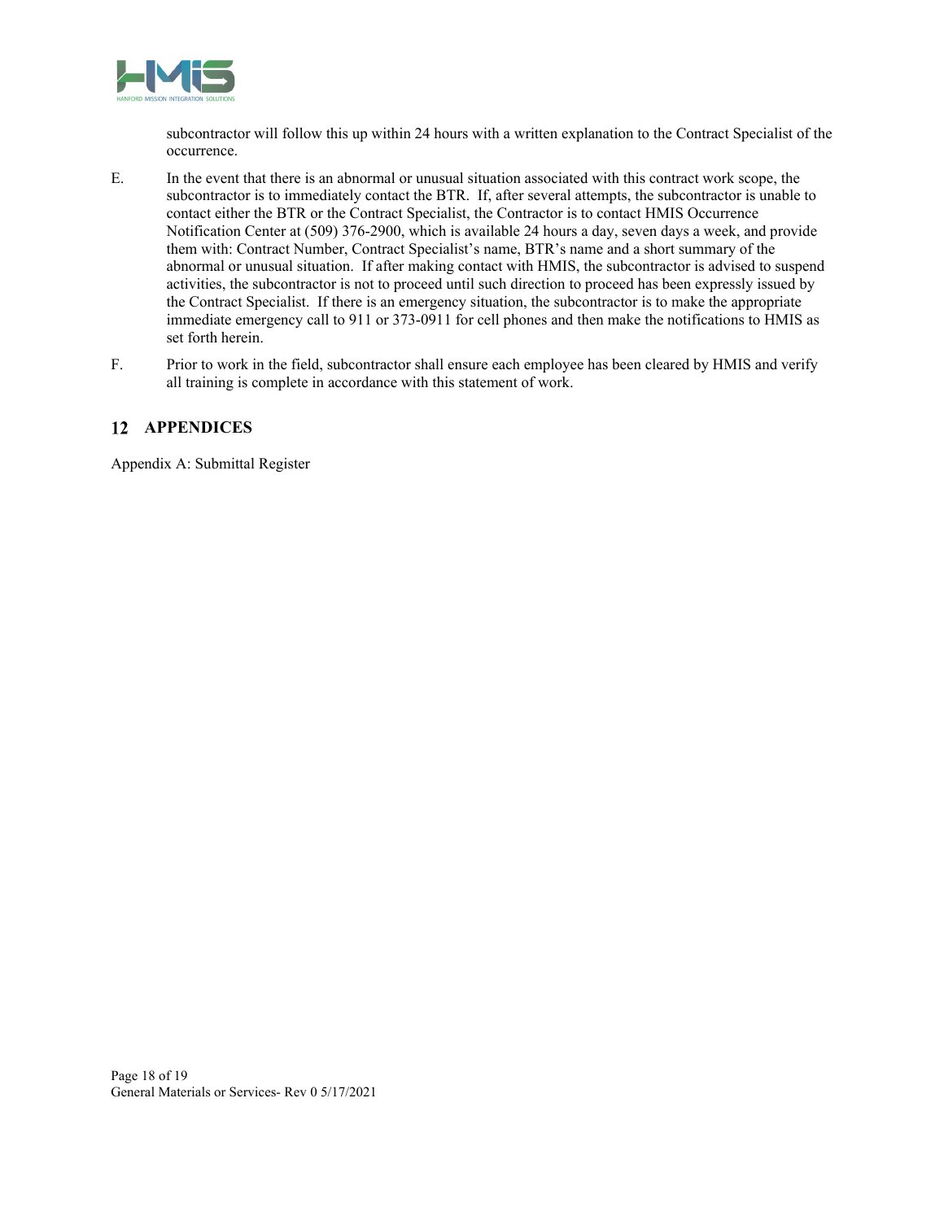subcontractor will follow this up within 24 hours with a written explanation to the Contract Specialist of the occurrence.

E. In the event that there is an abnormal or unusual situation associated with this contract work scope, the subcontractor is to immediately contact the BTR. If, after several attempts, the subcontractor is unable to contact either the BTR or the Contract Specialist, the Contractor is to contact HMIS Occurrence Notification Center at (509) 376-2900, which is available 24 hours a day, seven days a week, and provide them with: Contract Number, Contract Specialist's name, BTR's name and a short summary of the abnormal or unusual situation. If after making contact with HMIS, the subcontractor is advised to suspend activities, the subcontractor is not to proceed until such direction to proceed has been expressly issued by the Contract Specialist. If there is an emergency situation, the subcontractor is to make the appropriate immediate emergency call to 911 or 373-0911 for cell phones and then make the notifications to HMIS as set forth herein.

F. Prior to work in the field, subcontractor shall ensure each employee has been cleared by HMIS and verify all training is complete in accordance with this statement of work.

# 12 APPENDICES

Appendix A: Submittal Register